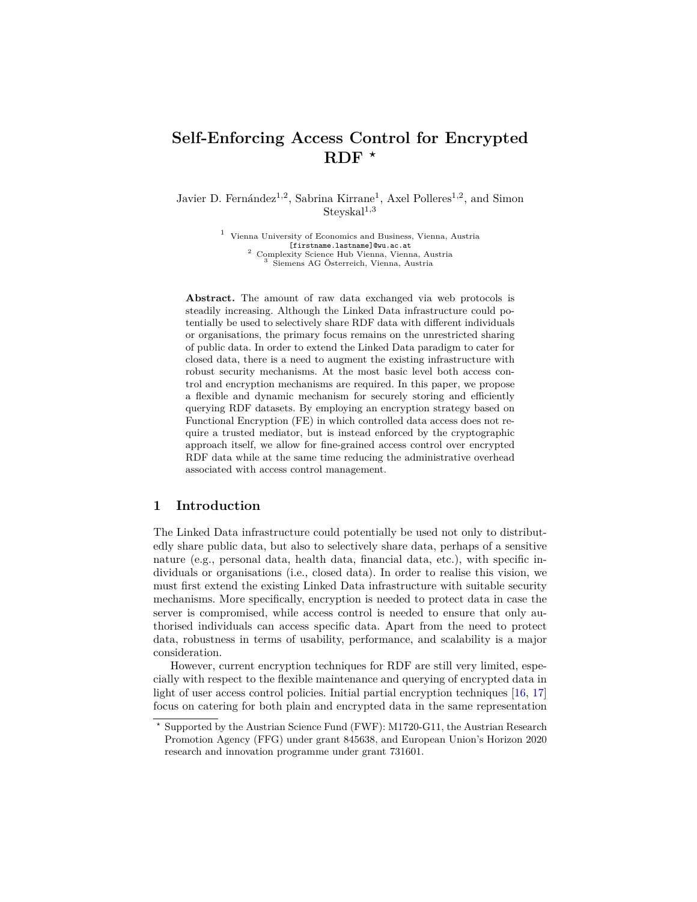# Self-Enforcing Access Control for Encrypted RDF *

Javier D. Fernández[1,2], Sabrina Kirrane[1], Axel Polleres[1,2], and Simon Steyskal[1,3]

[1] Vienna University of Economics and Business, Vienna, Austria
[firstname.lastname]@wu.ac.at
[2] Complexity Science Hub Vienna, Vienna, Austria
[3] Siemens AG Österreich, Vienna, Austria

**Abstract.** The amount of raw data exchanged via web protocols is steadily increasing. Although the Linked Data infrastructure could potentially be used to selectively share RDF data with different individuals or organisations, the primary focus remains on the unrestricted sharing of public data. In order to extend the Linked Data paradigm to cater for closed data, there is a need to augment the existing infrastructure with robust security mechanisms. At the most basic level both access control and encryption mechanisms are required. In this paper, we propose a flexible and dynamic mechanism for securely storing and efficiently querying RDF datasets. By employing an encryption strategy based on Functional Encryption (FE) in which controlled data access does not require a trusted mediator, but is instead enforced by the cryptographic approach itself, we allow for fine-grained access control over encrypted RDF data while at the same time reducing the administrative overhead associated with access control management.

## 1 Introduction

The Linked Data infrastructure could potentially be used not only to distributedly share public data, but also to selectively share data, perhaps of a sensitive nature (e.g., personal data, health data, financial data, etc.), with specific individuals or organisations (i.e., closed data). In order to realise this vision, we must first extend the existing Linked Data infrastructure with suitable security mechanisms. More specifically, encryption is needed to protect data in case the server is compromised, while access control is needed to ensure that only authorised individuals can access specific data. Apart from the need to protect data, robustness in terms of usability, performance, and scalability is a major consideration.

However, current encryption techniques for RDF are still very limited, especially with respect to the flexible maintenance and querying of encrypted data in light of user access control policies. Initial partial encryption techniques [16, 17] focus on catering for both plain and encrypted data in the same representation

* Supported by the Austrian Science Fund (FWF): M1720-G11, the Austrian Research Promotion Agency (FFG) under grant 845638, and European Union's Horizon 2020 research and innovation programme under grant 731601.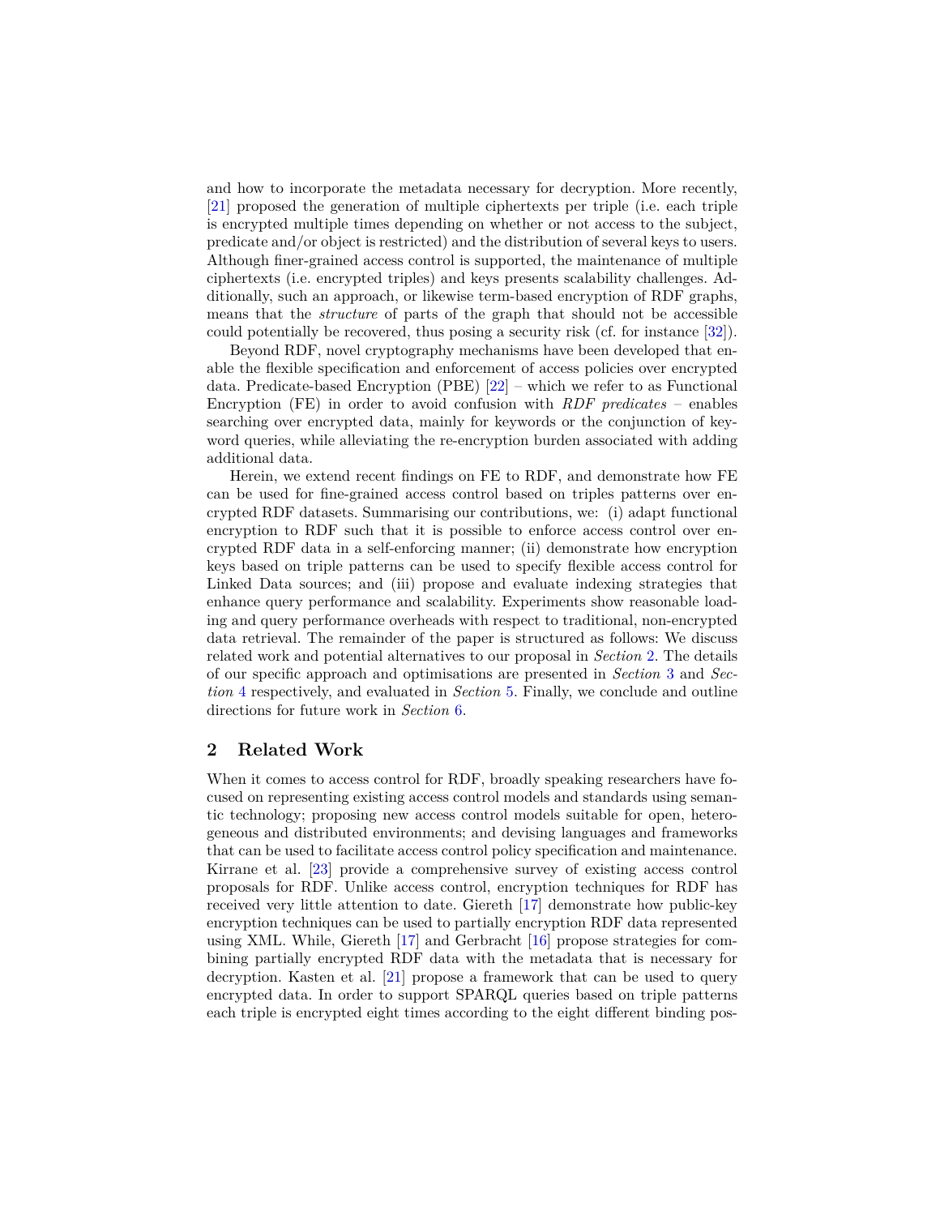and how to incorporate the metadata necessary for decryption. More recently, [21] proposed the generation of multiple ciphertexts per triple (i.e. each triple is encrypted multiple times depending on whether or not access to the subject, predicate and/or object is restricted) and the distribution of several keys to users. Although finer-grained access control is supported, the maintenance of multiple ciphertexts (i.e. encrypted triples) and keys presents scalability challenges. Additionally, such an approach, or likewise term-based encryption of RDF graphs, means that the *structure* of parts of the graph that should not be accessible could potentially be recovered, thus posing a security risk (cf. for instance [32]).

Beyond RDF, novel cryptography mechanisms have been developed that enable the flexible specification and enforcement of access policies over encrypted data. Predicate-based Encryption (PBE) [22] – which we refer to as Functional Encryption (FE) in order to avoid confusion with *RDF predicates* – enables searching over encrypted data, mainly for keywords or the conjunction of keyword queries, while alleviating the re-encryption burden associated with adding additional data.

Herein, we extend recent findings on FE to RDF, and demonstrate how FE can be used for fine-grained access control based on triples patterns over encrypted RDF datasets. Summarising our contributions, we: (i) adapt functional encryption to RDF such that it is possible to enforce access control over encrypted RDF data in a self-enforcing manner; (ii) demonstrate how encryption keys based on triple patterns can be used to specify flexible access control for Linked Data sources; and (iii) propose and evaluate indexing strategies that enhance query performance and scalability. Experiments show reasonable loading and query performance overheads with respect to traditional, non-encrypted data retrieval. The remainder of the paper is structured as follows: We discuss related work and potential alternatives to our proposal in *Section* 2. The details of our specific approach and optimisations are presented in *Section* 3 and *Section* 4 respectively, and evaluated in *Section* 5. Finally, we conclude and outline directions for future work in *Section* 6.

## 2 Related Work

When it comes to access control for RDF, broadly speaking researchers have focused on representing existing access control models and standards using semantic technology; proposing new access control models suitable for open, heterogeneous and distributed environments; and devising languages and frameworks that can be used to facilitate access control policy specification and maintenance. Kirrane et al. [23] provide a comprehensive survey of existing access control proposals for RDF. Unlike access control, encryption techniques for RDF has received very little attention to date. Giereth [17] demonstrate how public-key encryption techniques can be used to partially encryption RDF data represented using XML. While, Giereth [17] and Gerbracht [16] propose strategies for combining partially encrypted RDF data with the metadata that is necessary for decryption. Kasten et al. [21] propose a framework that can be used to query encrypted data. In order to support SPARQL queries based on triple patterns each triple is encrypted eight times according to the eight different binding pos-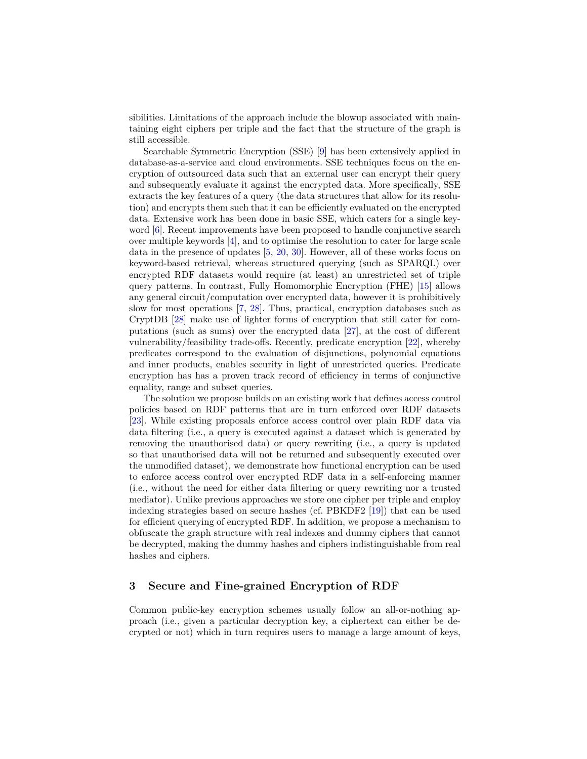sibilities. Limitations of the approach include the blowup associated with maintaining eight ciphers per triple and the fact that the structure of the graph is still accessible.

Searchable Symmetric Encryption (SSE) [9] has been extensively applied in database-as-a-service and cloud environments. SSE techniques focus on the encryption of outsourced data such that an external user can encrypt their query and subsequently evaluate it against the encrypted data. More specifically, SSE extracts the key features of a query (the data structures that allow for its resolution) and encrypts them such that it can be efficiently evaluated on the encrypted data. Extensive work has been done in basic SSE, which caters for a single keyword [6]. Recent improvements have been proposed to handle conjunctive search over multiple keywords [4], and to optimise the resolution to cater for large scale data in the presence of updates [5, 20, 30]. However, all of these works focus on keyword-based retrieval, whereas structured querying (such as SPARQL) over encrypted RDF datasets would require (at least) an unrestricted set of triple query patterns. In contrast, Fully Homomorphic Encryption (FHE) [15] allows any general circuit/computation over encrypted data, however it is prohibitively slow for most operations [7, 28]. Thus, practical, encryption databases such as CryptDB [28] make use of lighter forms of encryption that still cater for computations (such as sums) over the encrypted data [27], at the cost of different vulnerability/feasibility trade-offs. Recently, predicate encryption [22], whereby predicates correspond to the evaluation of disjunctions, polynomial equations and inner products, enables security in light of unrestricted queries. Predicate encryption has has a proven track record of efficiency in terms of conjunctive equality, range and subset queries.

The solution we propose builds on an existing work that defines access control policies based on RDF patterns that are in turn enforced over RDF datasets [23]. While existing proposals enforce access control over plain RDF data via data filtering (i.e., a query is executed against a dataset which is generated by removing the unauthorised data) or query rewriting (i.e., a query is updated so that unauthorised data will not be returned and subsequently executed over the unmodified dataset), we demonstrate how functional encryption can be used to enforce access control over encrypted RDF data in a self-enforcing manner (i.e., without the need for either data filtering or query rewriting nor a trusted mediator). Unlike previous approaches we store one cipher per triple and employ indexing strategies based on secure hashes (cf. PBKDF2 [19]) that can be used for efficient querying of encrypted RDF. In addition, we propose a mechanism to obfuscate the graph structure with real indexes and dummy ciphers that cannot be decrypted, making the dummy hashes and ciphers indistinguishable from real hashes and ciphers.

## 3 Secure and Fine-grained Encryption of RDF

Common public-key encryption schemes usually follow an all-or-nothing approach (i.e., given a particular decryption key, a ciphertext can either be decrypted or not) which in turn requires users to manage a large amount of keys,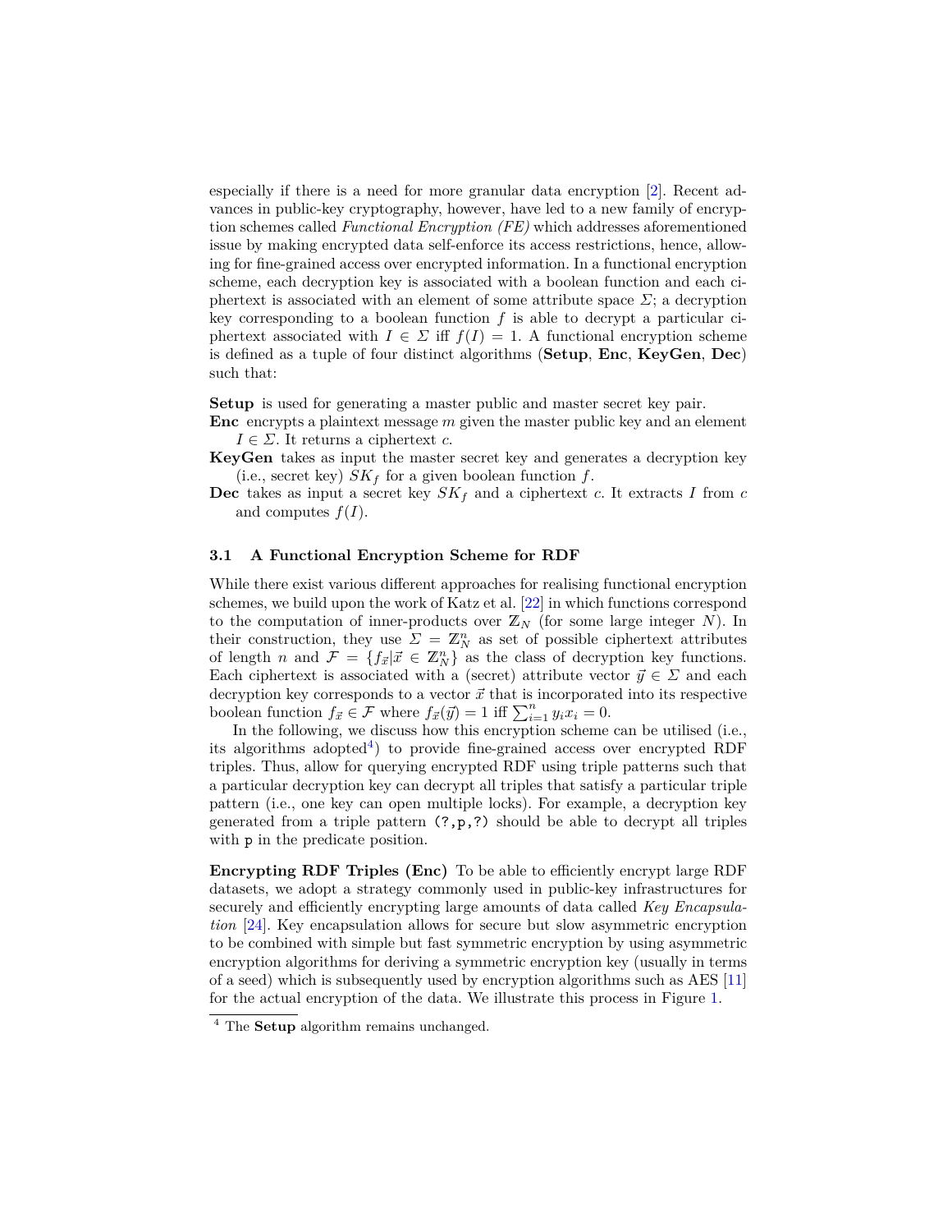especially if there is a need for more granular data encryption [2]. Recent advances in public-key cryptography, however, have led to a new family of encryption schemes called *Functional Encryption (FE)* which addresses aforementioned issue by making encrypted data self-enforce its access restrictions, hence, allowing for fine-grained access over encrypted information. In a functional encryption scheme, each decryption key is associated with a boolean function and each ciphertext is associated with an element of some attribute space $\Sigma$; a decryption key corresponding to a boolean function $f$ is able to decrypt a particular ciphertext associated with $I \in \Sigma$ iff $f(I) = 1$. A functional encryption scheme is defined as a tuple of four distinct algorithms (**Setup**, **Enc**, **KeyGen**, **Dec**) such that:

**Setup** is used for generating a master public and master secret key pair.

**Enc** encrypts a plaintext message $m$ given the master public key and an element $I \in \Sigma$. It returns a ciphertext $c$.

**KeyGen** takes as input the master secret key and generates a decryption key (i.e., secret key) $SK_f$ for a given boolean function $f$.

**Dec** takes as input a secret key $SK_f$ and a ciphertext $c$. It extracts $I$ from $c$ and computes $f(I)$.

### 3.1 A Functional Encryption Scheme for RDF

While there exist various different approaches for realising functional encryption schemes, we build upon the work of Katz et al. [22] in which functions correspond to the computation of inner-products over $\mathbb{Z}_N$ (for some large integer $N$). In their construction, they use $\Sigma = \mathbb{Z}_N^n$ as set of possible ciphertext attributes of length $n$ and $\mathcal{F} = \{f_{\vec{x}} | \vec{x} \in \mathbb{Z}_N^n\}$ as the class of decryption key functions. Each ciphertext is associated with a (secret) attribute vector $\vec{y} \in \Sigma$ and each decryption key corresponds to a vector $\vec{x}$ that is incorporated into its respective boolean function $f_{\vec{x}} \in \mathcal{F}$ where $f_{\vec{x}}(\vec{y}) = 1$ iff $\sum_{i=1}^{n} y_i x_i = 0$.

In the following, we discuss how this encryption scheme can be utilised (i.e., its algorithms adopted[4]) to provide fine-grained access over encrypted RDF triples. Thus, allow for querying encrypted RDF using triple patterns such that a particular decryption key can decrypt all triples that satisfy a particular triple pattern (i.e., one key can open multiple locks). For example, a decryption key generated from a triple pattern `(?,p,?)` should be able to decrypt all triples with `p` in the predicate position.

**Encrypting RDF Triples (Enc)** To be able to efficiently encrypt large RDF datasets, we adopt a strategy commonly used in public-key infrastructures for securely and efficiently encrypting large amounts of data called *Key Encapsulation* [24]. Key encapsulation allows for secure but slow asymmetric encryption to be combined with simple but fast symmetric encryption by using asymmetric encryption algorithms for deriving a symmetric encryption key (usually in terms of a seed) which is subsequently used by encryption algorithms such as AES [11] for the actual encryption of the data. We illustrate this process in Figure 1.

[4] The **Setup** algorithm remains unchanged.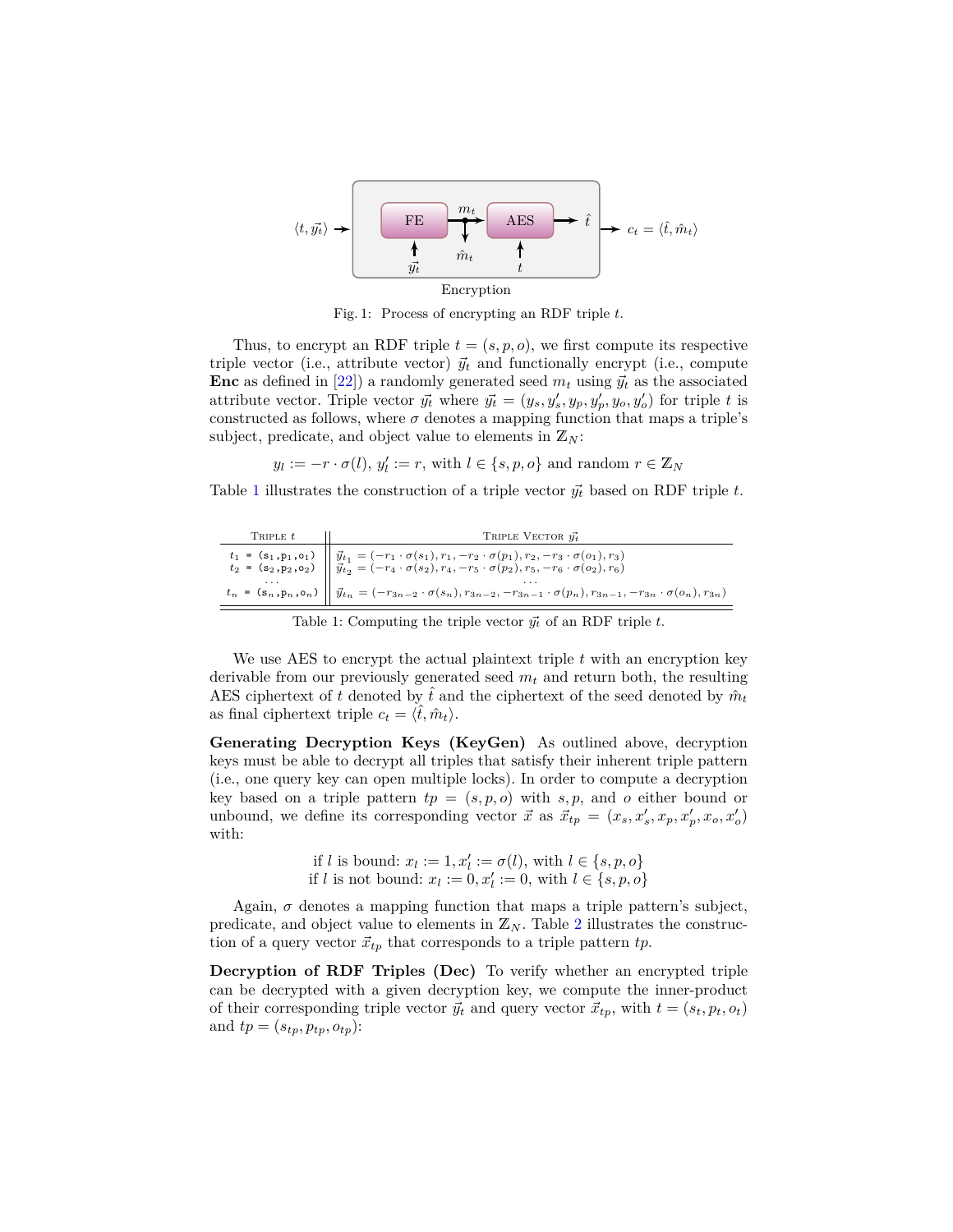Fig. 1: Process of encrypting an RDF triple $t$.

Thus, to encrypt an RDF triple $t = (s, p, o)$, we first compute its respective triple vector (i.e., attribute vector) $\vec{y_t}$ and functionally encrypt (i.e., compute **Enc** as defined in [22]) a randomly generated seed $m_t$ using $\vec{y_t}$ as the associated attribute vector. Triple vector $\vec{y_t}$ where $\vec{y_t} = (y_s, y'_s, y_p, y'_p, y_o, y'_o)$ for triple $t$ is constructed as follows, where $\sigma$ denotes a mapping function that maps a triple's subject, predicate, and object value to elements in $\mathbb{Z}_N$:

$$y_l := -r \cdot \sigma(l),\; y'_l := r, \text{ with } l \in \{s, p, o\} \text{ and random } r \in \mathbb{Z}_N$$

Table 1 illustrates the construction of a triple vector $\vec{y_t}$ based on RDF triple $t$.

| Triple $t$ | Triple Vector $\vec{y_t}$ |
|---|---|
| $t_1$ = (s$_1$,p$_1$,o$_1$) | $\vec{y}_{t_1} = (-r_1 \cdot \sigma(s_1), r_1, -r_2 \cdot \sigma(p_1), r_2, -r_3 \cdot \sigma(o_1), r_3)$ |
| $t_2$ = (s$_2$,p$_2$,o$_2$) | $\vec{y}_{t_2} = (-r_4 \cdot \sigma(s_2), r_4, -r_5 \cdot \sigma(p_2), r_5, -r_6 \cdot \sigma(o_2), r_6)$ |
| ... | ... |
| $t_n$ = (s$_n$,p$_n$,o$_n$) | $\vec{y}_{t_n} = (-r_{3n-2} \cdot \sigma(s_n), r_{3n-2}, -r_{3n-1} \cdot \sigma(p_n), r_{3n-1}, -r_{3n} \cdot \sigma(o_n), r_{3n})$ |

Table 1: Computing the triple vector $\vec{y_t}$ of an RDF triple $t$.

We use AES to encrypt the actual plaintext triple $t$ with an encryption key derivable from our previously generated seed $m_t$ and return both, the resulting AES ciphertext of $t$ denoted by $\hat{t}$ and the ciphertext of the seed denoted by $\hat{m}_t$ as final ciphertext triple $c_t = \langle \hat{t}, \hat{m}_t \rangle$.

**Generating Decryption Keys (KeyGen)** As outlined above, decryption keys must be able to decrypt all triples that satisfy their inherent triple pattern (i.e., one query key can open multiple locks). In order to compute a decryption key based on a triple pattern $tp = (s, p, o)$ with $s, p,$ and $o$ either bound or unbound, we define its corresponding vector $\vec{x}$ as $\vec{x}_{tp} = (x_s, x'_s, x_p, x'_p, x_o, x'_o)$ with:

$$\text{if } l \text{ is bound: } x_l := 1, x'_l := \sigma(l), \text{ with } l \in \{s, p, o\}$$
$$\text{if } l \text{ is not bound: } x_l := 0, x'_l := 0, \text{ with } l \in \{s, p, o\}$$

Again, $\sigma$ denotes a mapping function that maps a triple pattern's subject, predicate, and object value to elements in $\mathbb{Z}_N$. Table 2 illustrates the construction of a query vector $\vec{x}_{tp}$ that corresponds to a triple pattern $tp$.

**Decryption of RDF Triples (Dec)** To verify whether an encrypted triple can be decrypted with a given decryption key, we compute the inner-product of their corresponding triple vector $\vec{y_t}$ and query vector $\vec{x}_{tp}$, with $t = (s_t, p_t, o_t)$ and $tp = (s_{tp}, p_{tp}, o_{tp})$: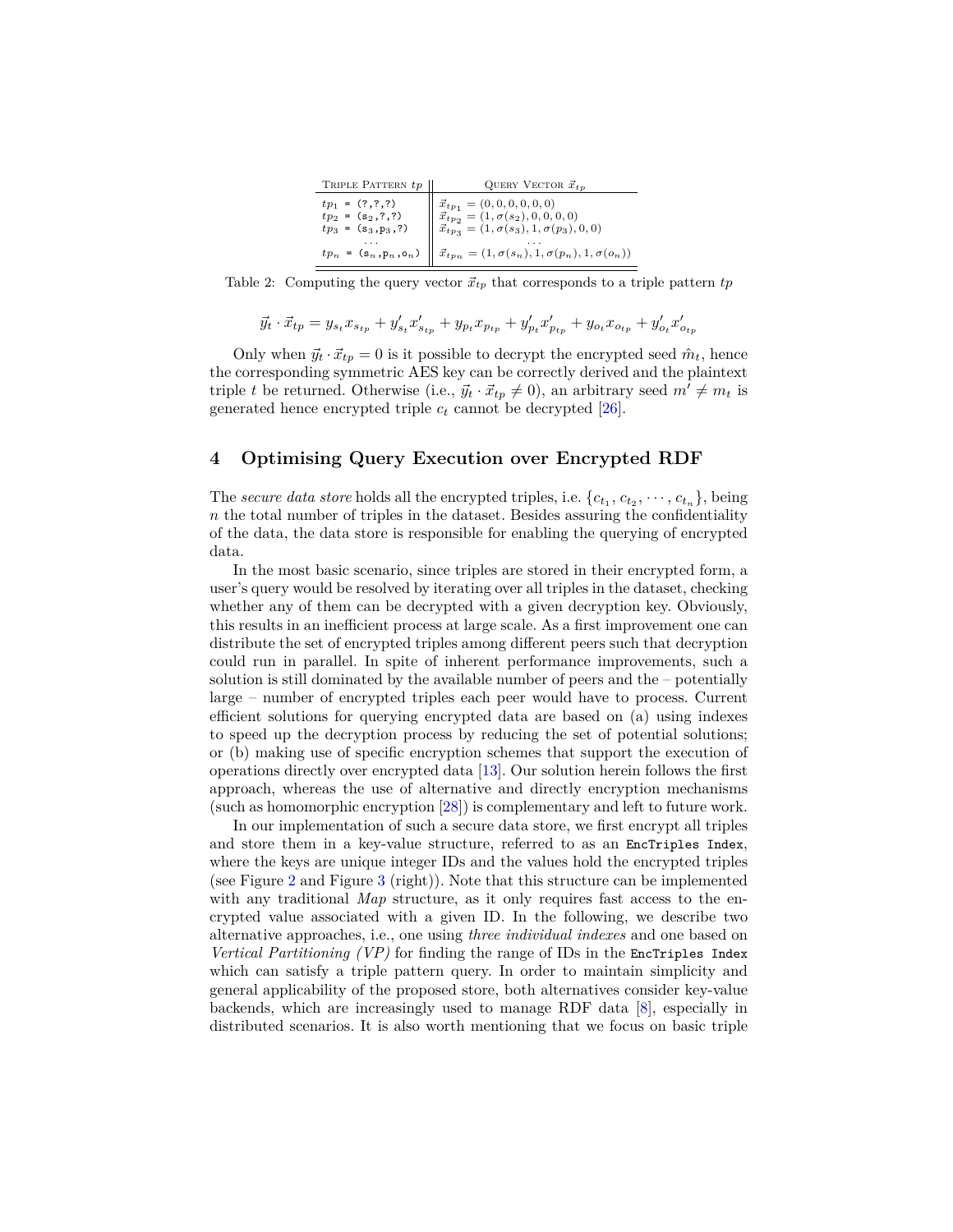| Triple Pattern $tp$ | Query Vector $\vec{x}_{tp}$ |
|---|---|
| $tp_1$ = (?,?,?) | $\vec{x}_{tp_1} = (0, 0, 0, 0, 0, 0)$ |
| $tp_2$ = ($s_2$,?,?) | $\vec{x}_{tp_2} = (1, \sigma(s_2), 0, 0, 0, 0)$ |
| $tp_3$ = ($s_3$,$p_3$,?) | $\vec{x}_{tp_3} = (1, \sigma(s_3), 1, \sigma(p_3), 0, 0)$ |
| ... | ... |
| $tp_n$ = ($s_n$,$p_n$,$o_n$) | $\vec{x}_{tp_n} = (1, \sigma(s_n), 1, \sigma(p_n), 1, \sigma(o_n))$ |

Table 2: Computing the query vector $\vec{x}_{tp}$ that corresponds to a triple pattern $tp$

$$\vec{y}_t \cdot \vec{x}_{tp} = y_{s_t} x_{s_{tp}} + y'_{s_t} x'_{s_{tp}} + y_{p_t} x_{p_{tp}} + y'_{p_t} x'_{p_{tp}} + y_{o_t} x_{o_{tp}} + y'_{o_t} x'_{o_{tp}}$$

Only when $\vec{y}_t \cdot \vec{x}_{tp} = 0$ is it possible to decrypt the encrypted seed $\hat{m}_t$, hence the corresponding symmetric AES key can be correctly derived and the plaintext triple $t$ be returned. Otherwise (i.e., $\vec{y}_t \cdot \vec{x}_{tp} \neq 0$), an arbitrary seed $m' \neq m_t$ is generated hence encrypted triple $c_t$ cannot be decrypted [26].

## 4 Optimising Query Execution over Encrypted RDF

The *secure data store* holds all the encrypted triples, i.e. $\{c_{t_1}, c_{t_2}, \cdots, c_{t_n}\}$, being $n$ the total number of triples in the dataset. Besides assuring the confidentiality of the data, the data store is responsible for enabling the querying of encrypted data.

In the most basic scenario, since triples are stored in their encrypted form, a user's query would be resolved by iterating over all triples in the dataset, checking whether any of them can be decrypted with a given decryption key. Obviously, this results in an inefficient process at large scale. As a first improvement one can distribute the set of encrypted triples among different peers such that decryption could run in parallel. In spite of inherent performance improvements, such a solution is still dominated by the available number of peers and the – potentially large – number of encrypted triples each peer would have to process. Current efficient solutions for querying encrypted data are based on (a) using indexes to speed up the decryption process by reducing the set of potential solutions; or (b) making use of specific encryption schemes that support the execution of operations directly over encrypted data [13]. Our solution herein follows the first approach, whereas the use of alternative and directly encryption mechanisms (such as homomorphic encryption [28]) is complementary and left to future work.

In our implementation of such a secure data store, we first encrypt all triples and store them in a key-value structure, referred to as an `EncTriples Index`, where the keys are unique integer IDs and the values hold the encrypted triples (see Figure 2 and Figure 3 (right)). Note that this structure can be implemented with any traditional *Map* structure, as it only requires fast access to the encrypted value associated with a given ID. In the following, we describe two alternative approaches, i.e., one using *three individual indexes* and one based on *Vertical Partitioning (VP)* for finding the range of IDs in the `EncTriples Index` which can satisfy a triple pattern query. In order to maintain simplicity and general applicability of the proposed store, both alternatives consider key-value backends, which are increasingly used to manage RDF data [8], especially in distributed scenarios. It is also worth mentioning that we focus on basic triple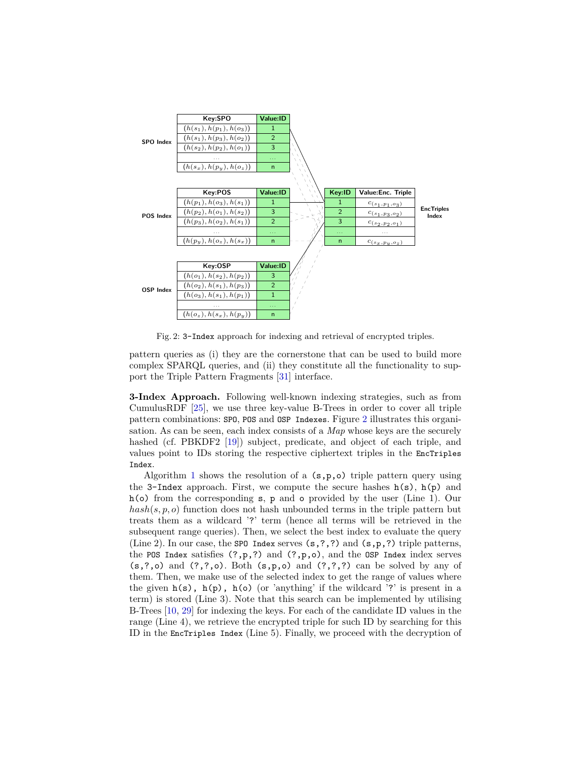**SPO Index**

| Key:SPO | Value:ID |
|---|---|
| $(h(s_1), h(p_1), h(o_3))$ | 1 |
| $(h(s_1), h(p_3), h(o_2))$ | 2 |
| $(h(s_2), h(p_2), h(o_1))$ | 3 |
| ... | ... |
| $(h(s_x), h(p_y), h(o_z))$ | n |

**POS Index**

| Key:POS | Value:ID |
|---|---|
| $(h(p_1), h(o_3), h(s_1))$ | 1 |
| $(h(p_2), h(o_1), h(s_2))$ | 3 |
| $(h(p_3), h(o_2), h(s_1))$ | 2 |
| ... | ... |
| $(h(p_y), h(o_z), h(s_x))$ | n |

**OSP Index**

| Key:OSP | Value:ID |
|---|---|
| $(h(o_1), h(s_2), h(p_2))$ | 3 |
| $(h(o_2), h(s_1), h(p_3))$ | 2 |
| $(h(o_3), h(s_1), h(p_1))$ | 1 |
| ... | ... |
| $(h(o_z), h(s_x), h(p_y))$ | n |

**EncTriples Index**

| Key:ID | Value:Enc. Triple |
|---|---|
| 1 | $c_{(s_1,p_1,o_3)}$ |
| 2 | $c_{(s_1,p_3,o_2)}$ |
| 3 | $c_{(s_2,p_2,o_1)}$ |
| ... | ... |
| n | $c_{(s_x,p_y,o_z)}$ |

Fig. 2: `3-Index` approach for indexing and retrieval of encrypted triples.

pattern queries as (i) they are the cornerstone that can be used to build more complex SPARQL queries, and (ii) they constitute all the functionality to support the Triple Pattern Fragments [31] interface.

**3-Index Approach.** Following well-known indexing strategies, such as from CumulusRDF [25], we use three key-value B-Trees in order to cover all triple pattern combinations: `SPO`, `POS` and `OSP Indexes`. Figure 2 illustrates this organisation. As can be seen, each index consists of a *Map* whose keys are the securely hashed (cf. PBKDF2 [19]) subject, predicate, and object of each triple, and values point to IDs storing the respective ciphertext triples in the `EncTriples Index`.

Algorithm 1 shows the resolution of a `(s,p,o)` triple pattern query using the `3-Index` approach. First, we compute the secure hashes `h(s)`, `h(p)` and `h(o)` from the corresponding `s`, `p` and `o` provided by the user (Line 1). Our $hash(s, p, o)$ function does not hash unbounded terms in the triple pattern but treats them as a wildcard '?' term (hence all terms will be retrieved in the subsequent range queries). Then, we select the best index to evaluate the query (Line 2). In our case, the `SPO Index` serves `(s,?,?)` and `(s,p,?)` triple patterns, the `POS Index` satisfies `(?,p,?)` and `(?,p,o)`, and the `OSP Index` index serves `(s,?,o)` and `(?,?,o)`. Both `(s,p,o)` and `(?,?,?)` can be solved by any of them. Then, we make use of the selected index to get the range of values where the given `h(s), h(p), h(o)` (or 'anything' if the wildcard '?' is present in a term) is stored (Line 3). Note that this search can be implemented by utilising B-Trees [10, 29] for indexing the keys. For each of the candidate ID values in the range (Line 4), we retrieve the encrypted triple for such ID by searching for this ID in the `EncTriples Index` (Line 5). Finally, we proceed with the decryption of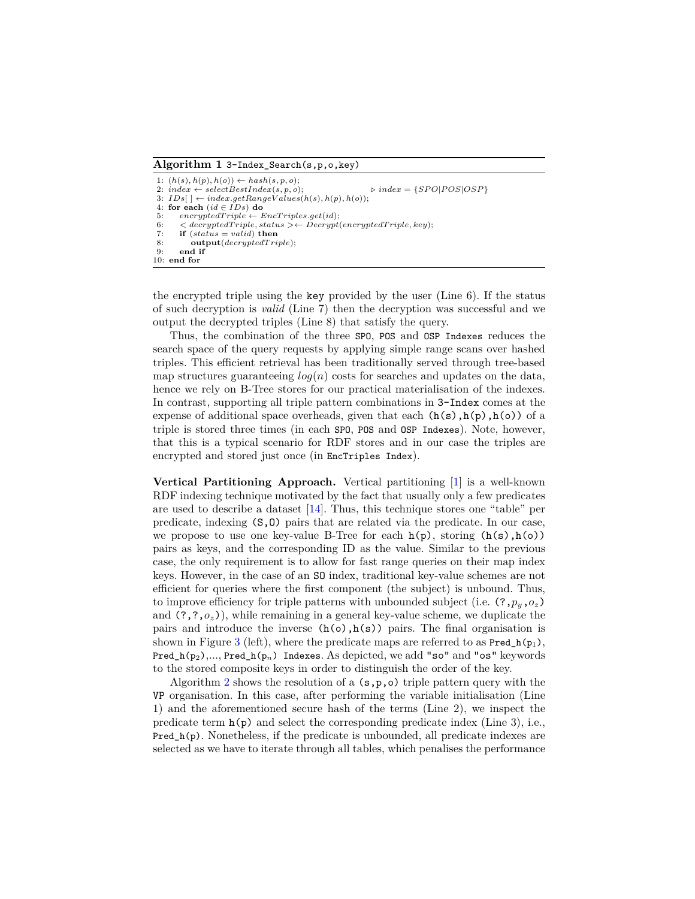**Algorithm 1** `3-Index_Search(s,p,o,key)`

```
1: (h(s), h(p), h(o)) ← hash(s, p, o);
2: index ← selectBestIndex(s, p, o);                    ▷ index = {SPO|POS|OSP}
3: IDs[ ] ← index.getRangeValues(h(s), h(p), h(o));
4: for each (id ∈ IDs) do
5:     encryptedTriple ← EncTriples.get(id);
6:     < decryptedTriple, status >← Decrypt(encryptedTriple, key);
7:     if (status = valid) then
8:         output(decryptedTriple);
9:     end if
10: end for
```

the encrypted triple using the `key` provided by the user (Line 6). If the status of such decryption is *valid* (Line 7) then the decryption was successful and we output the decrypted triples (Line 8) that satisfy the query.

Thus, the combination of the three `SPO`, `POS` and `OSP Indexes` reduces the search space of the query requests by applying simple range scans over hashed triples. This efficient retrieval has been traditionally served through tree-based map structures guaranteeing $log(n)$ costs for searches and updates on the data, hence we rely on B-Tree stores for our practical materialisation of the indexes. In contrast, supporting all triple pattern combinations in `3-Index` comes at the expense of additional space overheads, given that each `(h(s),h(p),h(o))` of a triple is stored three times (in each `SPO`, `POS` and `OSP Indexes`). Note, however, that this is a typical scenario for RDF stores and in our case the triples are encrypted and stored just once (in `EncTriples Index`).

**Vertical Partitioning Approach.** Vertical partitioning [1] is a well-known RDF indexing technique motivated by the fact that usually only a few predicates are used to describe a dataset [14]. Thus, this technique stores one "table" per predicate, indexing `(S,O)` pairs that are related via the predicate. In our case, we propose to use one key-value B-Tree for each `h(p)`, storing `(h(s),h(o))` pairs as keys, and the corresponding ID as the value. Similar to the previous case, the only requirement is to allow for fast range queries on their map index keys. However, in the case of an `SO` index, traditional key-value schemes are not efficient for queries where the first component (the subject) is unbound. Thus, to improve efficiency for triple patterns with unbounded subject (i.e. (?,$p_y$,$o_z$) and (?,?,$o_z$)), while remaining in a general key-value scheme, we duplicate the pairs and introduce the inverse `(h(o),h(s))` pairs. The final organisation is shown in Figure 3 (left), where the predicate maps are referred to as Pred_h($p_1$), Pred_h($p_2$),..., Pred_h($p_n$) Indexes. As depicted, we add `"so"` and `"os"` keywords to the stored composite keys in order to distinguish the order of the key.

Algorithm 2 shows the resolution of a `(s,p,o)` triple pattern query with the `VP` organisation. In this case, after performing the variable initialisation (Line 1) and the aforementioned secure hash of the terms (Line 2), we inspect the predicate term `h(p)` and select the corresponding predicate index (Line 3), i.e., `Pred_h(p)`. Nonetheless, if the predicate is unbounded, all predicate indexes are selected as we have to iterate through all tables, which penalises the performance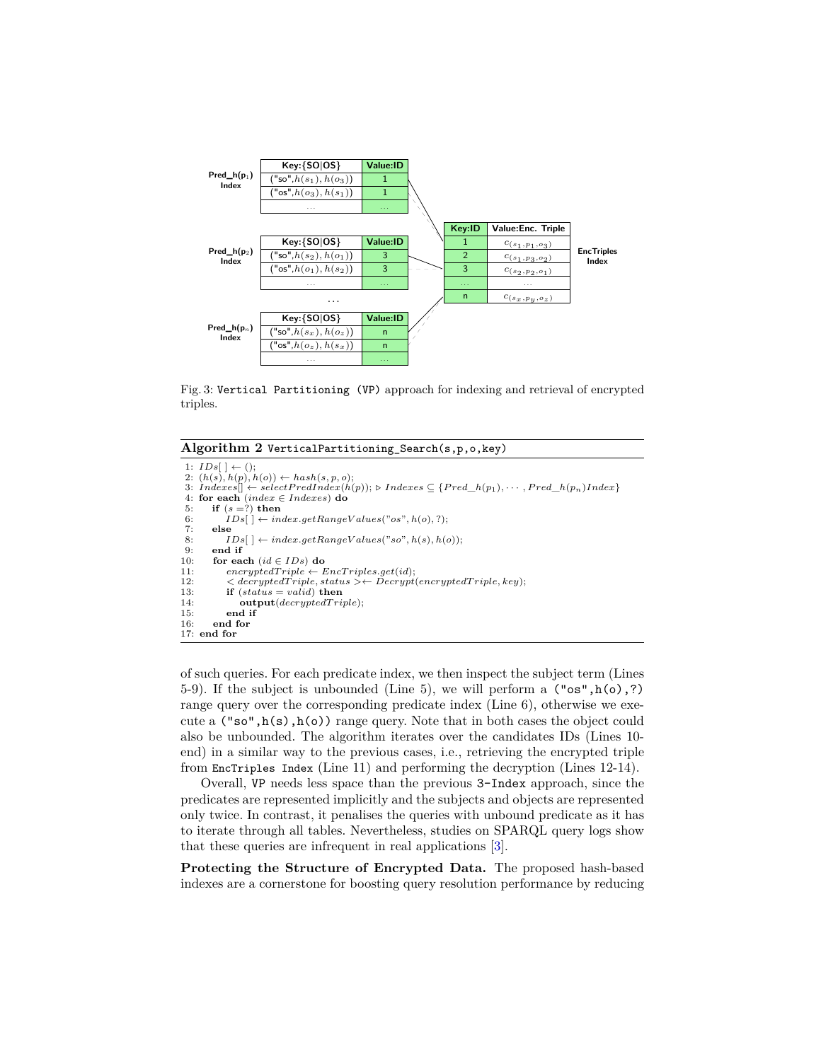| | Key:{SO\|OS} | Value:ID |
|---|---|---|
| **Pred_h(p$_1$) Index** | ("so",$h(s_1), h(o_3)$) | 1 |
| | ("os",$h(o_3), h(s_1)$) | 1 |
| | ... | ... |

| | Key:{SO\|OS} | Value:ID |
|---|---|---|
| **Pred_h(p$_2$) Index** | ("so",$h(s_2), h(o_1)$) | 3 |
| | ("os",$h(o_1), h(s_2)$) | 3 |
| | ... | ... |

...

| | Key:{SO\|OS} | Value:ID |
|---|---|---|
| **Pred_h(p$_n$) Index** | ("so",$h(s_x), h(o_z)$) | n |
| | ("os",$h(o_z), h(s_x)$) | n |
| | ... | ... |

**EncTriples Index**

| Key:ID | Value:Enc. Triple |
|---|---|
| 1 | $c_{(s_1,p_1,o_3)}$ |
| 2 | $c_{(s_1,p_3,o_2)}$ |
| 3 | $c_{(s_2,p_2,o_1)}$ |
| ... | ... |
| n | $c_{(s_x,p_y,o_z)}$ |

Fig. 3: `Vertical Partitioning (VP)` approach for indexing and retrieval of encrypted triples.

**Algorithm 2** `VerticalPartitioning_Search(s,p,o,key)`

```
1:  IDs[ ] ← ();
2:  (h(s), h(p), h(o)) ← hash(s, p, o);
3:  Indexes[] ← selectPredIndex(h(p)); ▷ Indexes ⊆ {Pred_h(p1), ··· , Pred_h(pn)Index}
4:  for each (index ∈ Indexes) do
5:      if (s =?) then
6:          IDs[ ] ← index.getRangeValues("os", h(o), ?);
7:      else
8:          IDs[ ] ← index.getRangeValues("so", h(s), h(o));
9:      end if
10:     for each (id ∈ IDs) do
11:         encryptedTriple ← EncTriples.get(id);
12:         < decryptedTriple, status >← Decrypt(encryptedTriple, key);
13:         if (status = valid) then
14:             output(decryptedTriple);
15:         end if
16:     end for
17: end for
```

of such queries. For each predicate index, we then inspect the subject term (Lines 5-9). If the subject is unbounded (Line 5), we will perform a `("os",h(o),?)` range query over the corresponding predicate index (Line 6), otherwise we execute a `("so",h(s),h(o))` range query. Note that in both cases the object could also be unbounded. The algorithm iterates over the candidates IDs (Lines 10-end) in a similar way to the previous cases, i.e., retrieving the encrypted triple from `EncTriples Index` (Line 11) and performing the decryption (Lines 12-14).

Overall, `VP` needs less space than the previous `3-Index` approach, since the predicates are represented implicitly and the subjects and objects are represented only twice. In contrast, it penalises the queries with unbound predicate as it has to iterate through all tables. Nevertheless, studies on SPARQL query logs show that these queries are infrequent in real applications [3].

**Protecting the Structure of Encrypted Data.** The proposed hash-based indexes are a cornerstone for boosting query resolution performance by reducing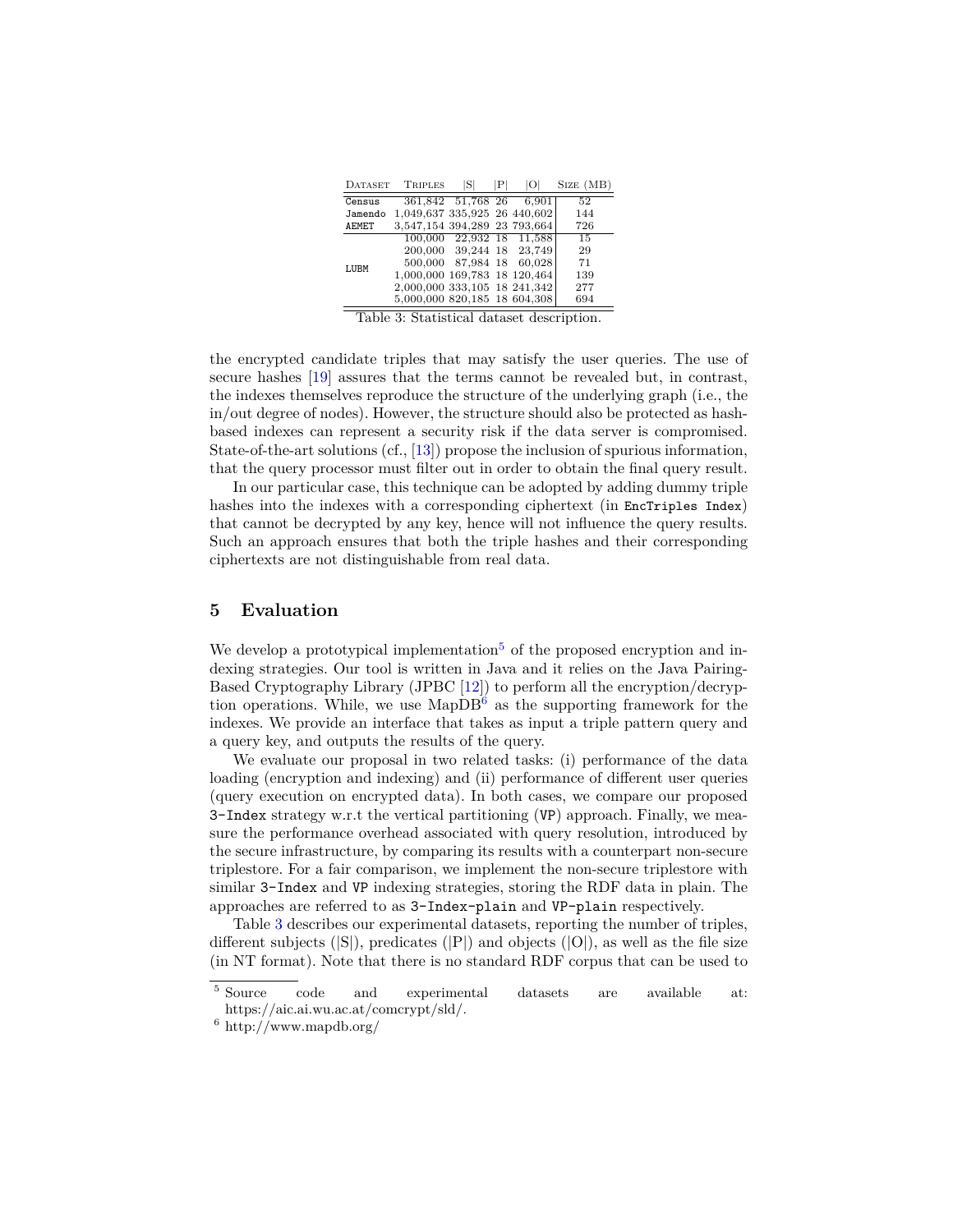| Dataset | Triples | \|S\| | \|P\| | \|O\| | Size (MB) |
|---|---|---|---|---|---|
| Census | 361,842 | 51,768 | 26 | 6,901 | 52 |
| Jamendo | 1,049,637 | 335,925 | 26 | 440,602 | 144 |
| AEMET | 3,547,154 | 394,289 | 23 | 793,664 | 726 |
| LUBM | 100,000 | 22,932 | 18 | 11,588 | 15 |
| | 200,000 | 39,244 | 18 | 23,749 | 29 |
| | 500,000 | 87,984 | 18 | 60,028 | 71 |
| | 1,000,000 | 169,783 | 18 | 120,464 | 139 |
| | 2,000,000 | 333,105 | 18 | 241,342 | 277 |
| | 5,000,000 | 820,185 | 18 | 604,308 | 694 |

Table 3: Statistical dataset description.

the encrypted candidate triples that may satisfy the user queries. The use of secure hashes [19] assures that the terms cannot be revealed but, in contrast, the indexes themselves reproduce the structure of the underlying graph (i.e., the in/out degree of nodes). However, the structure should also be protected as hash-based indexes can represent a security risk if the data server is compromised. State-of-the-art solutions (cf., [13]) propose the inclusion of spurious information, that the query processor must filter out in order to obtain the final query result.

In our particular case, this technique can be adopted by adding dummy triple hashes into the indexes with a corresponding ciphertext (in `EncTriples Index`) that cannot be decrypted by any key, hence will not influence the query results. Such an approach ensures that both the triple hashes and their corresponding ciphertexts are not distinguishable from real data.

## 5 Evaluation

We develop a prototypical implementation[5] of the proposed encryption and indexing strategies. Our tool is written in Java and it relies on the Java Pairing-Based Cryptography Library (JPBC [12]) to perform all the encryption/decryption operations. While, we use MapDB[6] as the supporting framework for the indexes. We provide an interface that takes as input a triple pattern query and a query key, and outputs the results of the query.

We evaluate our proposal in two related tasks: (i) performance of the data loading (encryption and indexing) and (ii) performance of different user queries (query execution on encrypted data). In both cases, we compare our proposed `3-Index` strategy w.r.t the vertical partitioning (`VP`) approach. Finally, we measure the performance overhead associated with query resolution, introduced by the secure infrastructure, by comparing its results with a counterpart non-secure triplestore. For a fair comparison, we implement the non-secure triplestore with similar `3-Index` and `VP` indexing strategies, storing the RDF data in plain. The approaches are referred to as `3-Index-plain` and `VP-plain` respectively.

Table 3 describes our experimental datasets, reporting the number of triples, different subjects (|S|), predicates (|P|) and objects (|O|), as well as the file size (in NT format). Note that there is no standard RDF corpus that can be used to

[5] Source code and experimental datasets are available at: https://aic.ai.wu.ac.at/comcrypt/sld/.

[6] http://www.mapdb.org/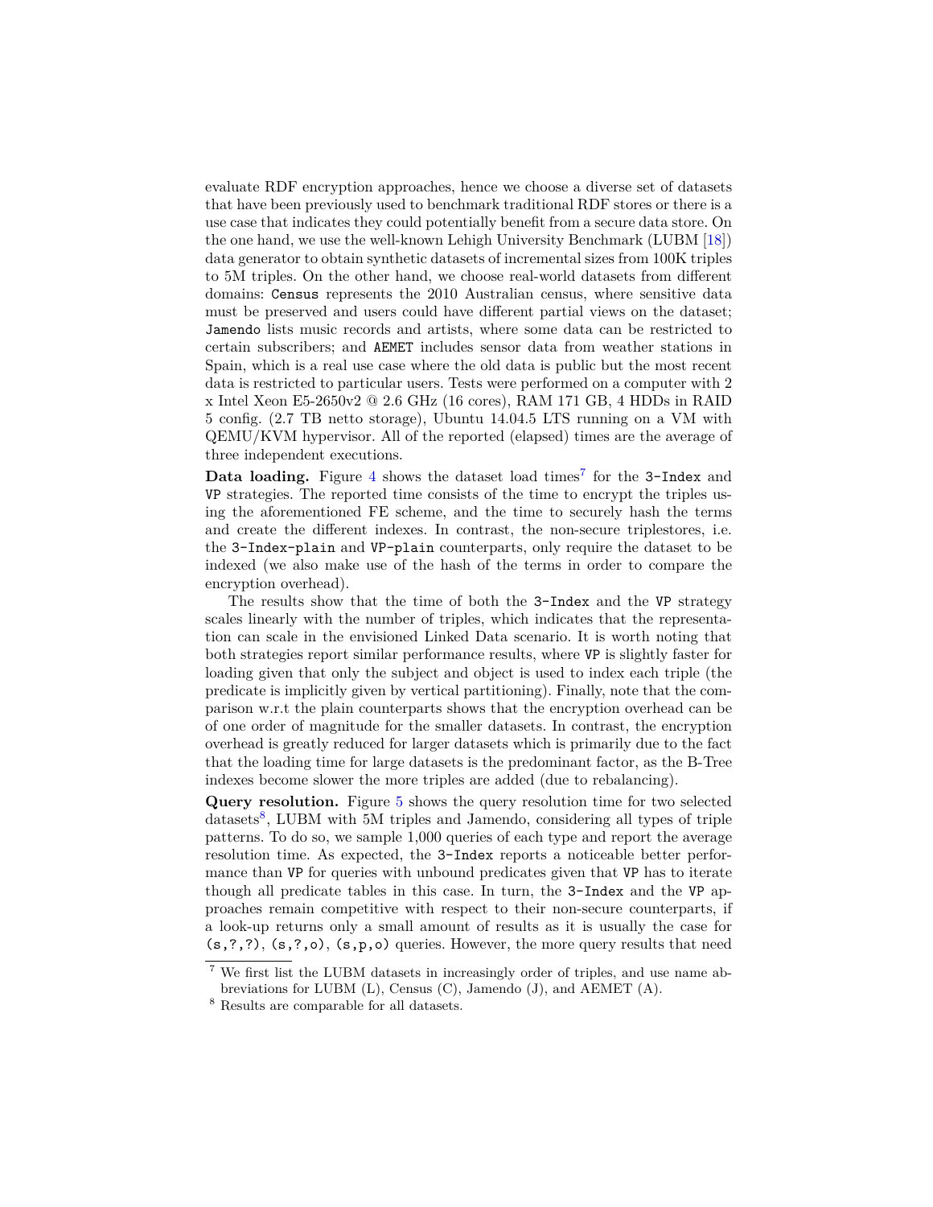evaluate RDF encryption approaches, hence we choose a diverse set of datasets that have been previously used to benchmark traditional RDF stores or there is a use case that indicates they could potentially benefit from a secure data store. On the one hand, we use the well-known Lehigh University Benchmark (LUBM [18]) data generator to obtain synthetic datasets of incremental sizes from 100K triples to 5M triples. On the other hand, we choose real-world datasets from different domains: `Census` represents the 2010 Australian census, where sensitive data must be preserved and users could have different partial views on the dataset; `Jamendo` lists music records and artists, where some data can be restricted to certain subscribers; and `AEMET` includes sensor data from weather stations in Spain, which is a real use case where the old data is public but the most recent data is restricted to particular users. Tests were performed on a computer with 2 x Intel Xeon E5-2650v2 @ 2.6 GHz (16 cores), RAM 171 GB, 4 HDDs in RAID 5 config. (2.7 TB netto storage), Ubuntu 14.04.5 LTS running on a VM with QEMU/KVM hypervisor. All of the reported (elapsed) times are the average of three independent executions.

**Data loading.** Figure 4 shows the dataset load times[7] for the `3-Index` and `VP` strategies. The reported time consists of the time to encrypt the triples using the aforementioned FE scheme, and the time to securely hash the terms and create the different indexes. In contrast, the non-secure triplestores, i.e. the `3-Index-plain` and `VP-plain` counterparts, only require the dataset to be indexed (we also make use of the hash of the terms in order to compare the encryption overhead).

The results show that the time of both the `3-Index` and the `VP` strategy scales linearly with the number of triples, which indicates that the representation can scale in the envisioned Linked Data scenario. It is worth noting that both strategies report similar performance results, where `VP` is slightly faster for loading given that only the subject and object is used to index each triple (the predicate is implicitly given by vertical partitioning). Finally, note that the comparison w.r.t the plain counterparts shows that the encryption overhead can be of one order of magnitude for the smaller datasets. In contrast, the encryption overhead is greatly reduced for larger datasets which is primarily due to the fact that the loading time for large datasets is the predominant factor, as the B-Tree indexes become slower the more triples are added (due to rebalancing).

**Query resolution.** Figure 5 shows the query resolution time for two selected datasets[8], LUBM with 5M triples and Jamendo, considering all types of triple patterns. To do so, we sample 1,000 queries of each type and report the average resolution time. As expected, the `3-Index` reports a noticeable better performance than `VP` for queries with unbound predicates given that `VP` has to iterate though all predicate tables in this case. In turn, the `3-Index` and the `VP` approaches remain competitive with respect to their non-secure counterparts, if a look-up returns only a small amount of results as it is usually the case for `(s,?,?)`, `(s,?,o)`, `(s,p,o)` queries. However, the more query results that need

[7] We first list the LUBM datasets in increasingly order of triples, and use name abbreviations for LUBM (L), Census (C), Jamendo (J), and AEMET (A).

[8] Results are comparable for all datasets.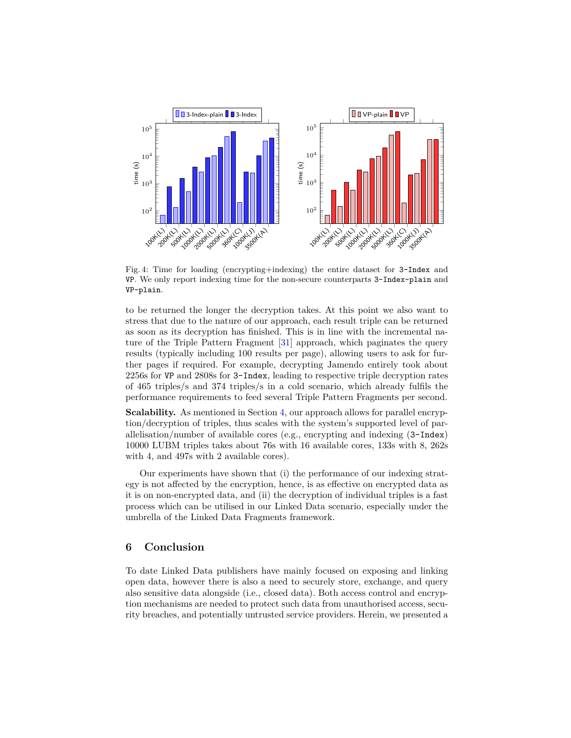Fig. 4: Time for loading (encrypting+indexing) the entire dataset for 3-Index and VP. We only report indexing time for the non-secure counterparts 3-Index-plain and VP-plain.

to be returned the longer the decryption takes. At this point we also want to stress that due to the nature of our approach, each result triple can be returned as soon as its decryption has finished. This is in line with the incremental nature of the Triple Pattern Fragment [31] approach, which paginates the query results (typically including 100 results per page), allowing users to ask for further pages if required. For example, decrypting Jamendo entirely took about 2256s for VP and 2808s for 3-Index, leading to respective triple decryption rates of 465 triples/s and 374 triples/s in a cold scenario, which already fulfils the performance requirements to feed several Triple Pattern Fragments per second.

**Scalability.** As mentioned in Section 4, our approach allows for parallel encryption/decryption of triples, thus scales with the system's supported level of parallelisation/number of available cores (e.g., encrypting and indexing (3-Index) 10000 LUBM triples takes about 76s with 16 available cores, 133s with 8, 262s with 4, and 497s with 2 available cores).

Our experiments have shown that (i) the performance of our indexing strategy is not affected by the encryption, hence, is as effective on encrypted data as it is on non-encrypted data, and (ii) the decryption of individual triples is a fast process which can be utilised in our Linked Data scenario, especially under the umbrella of the Linked Data Fragments framework.

## 6 Conclusion

To date Linked Data publishers have mainly focused on exposing and linking open data, however there is also a need to securely store, exchange, and query also sensitive data alongside (i.e., closed data). Both access control and encryption mechanisms are needed to protect such data from unauthorised access, security breaches, and potentially untrusted service providers. Herein, we presented a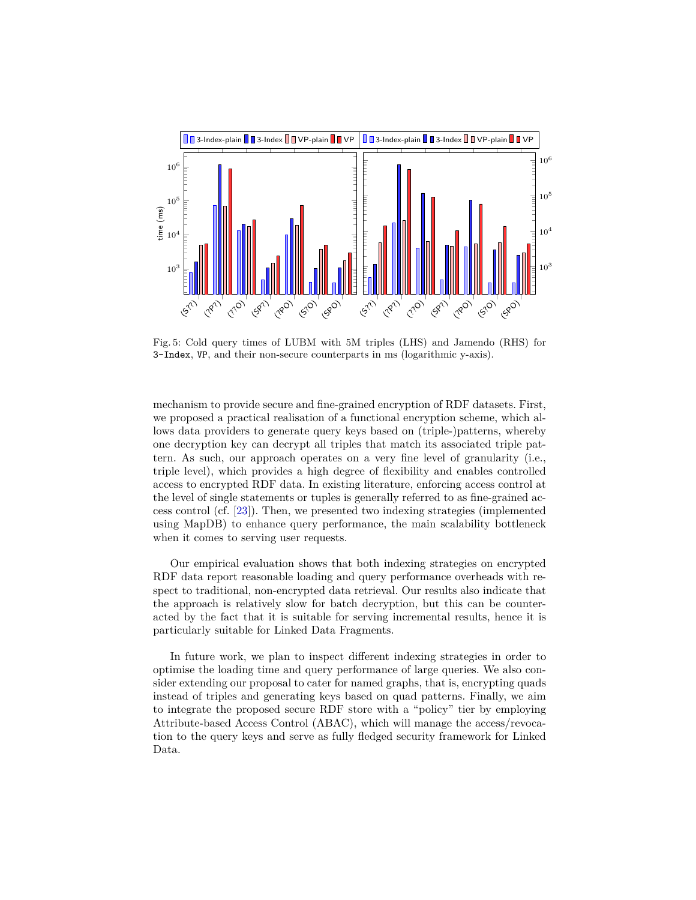3-Index-plain 3-Index VP-plain VP | 3-Index-plain 3-Index VP-plain VP

time (ms)

$10^{6}$
$10^{5}$
$10^{4}$
$10^{3}$

(S??) (?P?) (??O) (SP?) (?PO) (S?O) (SPO)

(S??) (?P?) (??O) (SP?) (?PO) (S?O) (SPO)

Fig. 5: Cold query times of LUBM with 5M triples (LHS) and Jamendo (RHS) for `3-Index`, `VP`, and their non-secure counterparts in ms (logarithmic y-axis).

mechanism to provide secure and fine-grained encryption of RDF datasets. First, we proposed a practical realisation of a functional encryption scheme, which allows data providers to generate query keys based on (triple-)patterns, whereby one decryption key can decrypt all triples that match its associated triple pattern. As such, our approach operates on a very fine level of granularity (i.e., triple level), which provides a high degree of flexibility and enables controlled access to encrypted RDF data. In existing literature, enforcing access control at the level of single statements or tuples is generally referred to as fine-grained access control (cf. [23]). Then, we presented two indexing strategies (implemented using MapDB) to enhance query performance, the main scalability bottleneck when it comes to serving user requests.

Our empirical evaluation shows that both indexing strategies on encrypted RDF data report reasonable loading and query performance overheads with respect to traditional, non-encrypted data retrieval. Our results also indicate that the approach is relatively slow for batch decryption, but this can be counteracted by the fact that it is suitable for serving incremental results, hence it is particularly suitable for Linked Data Fragments.

In future work, we plan to inspect different indexing strategies in order to optimise the loading time and query performance of large queries. We also consider extending our proposal to cater for named graphs, that is, encrypting quads instead of triples and generating keys based on quad patterns. Finally, we aim to integrate the proposed secure RDF store with a "policy" tier by employing Attribute-based Access Control (ABAC), which will manage the access/revocation to the query keys and serve as fully fledged security framework for Linked Data.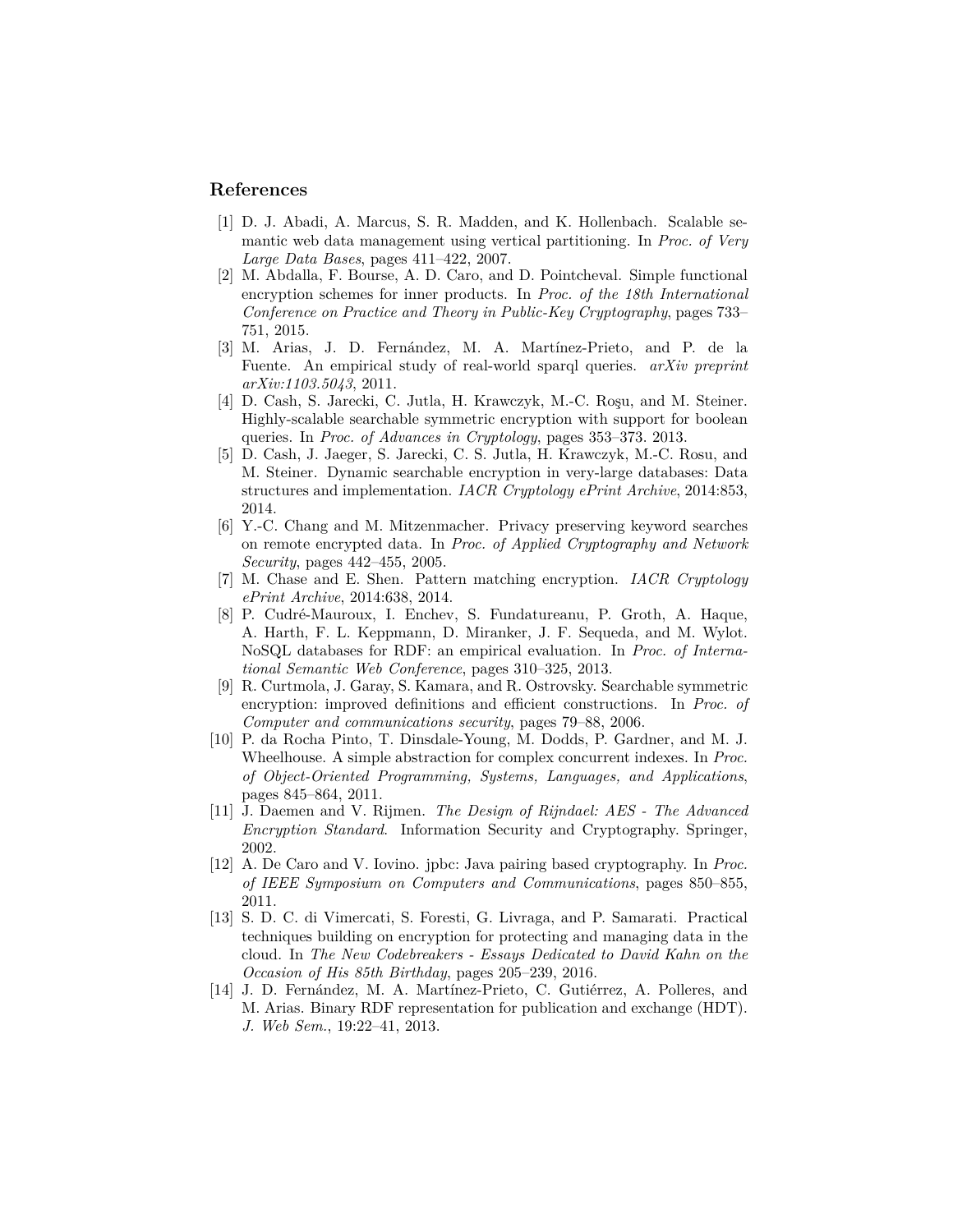## References

[1] D. J. Abadi, A. Marcus, S. R. Madden, and K. Hollenbach. Scalable semantic web data management using vertical partitioning. In *Proc. of Very Large Data Bases*, pages 411–422, 2007.

[2] M. Abdalla, F. Bourse, A. D. Caro, and D. Pointcheval. Simple functional encryption schemes for inner products. In *Proc. of the 18th International Conference on Practice and Theory in Public-Key Cryptography*, pages 733–751, 2015.

[3] M. Arias, J. D. Fernández, M. A. Martínez-Prieto, and P. de la Fuente. An empirical study of real-world sparql queries. *arXiv preprint arXiv:1103.5043*, 2011.

[4] D. Cash, S. Jarecki, C. Jutla, H. Krawczyk, M.-C. Roşu, and M. Steiner. Highly-scalable searchable symmetric encryption with support for boolean queries. In *Proc. of Advances in Cryptology*, pages 353–373. 2013.

[5] D. Cash, J. Jaeger, S. Jarecki, C. S. Jutla, H. Krawczyk, M.-C. Rosu, and M. Steiner. Dynamic searchable encryption in very-large databases: Data structures and implementation. *IACR Cryptology ePrint Archive*, 2014:853, 2014.

[6] Y.-C. Chang and M. Mitzenmacher. Privacy preserving keyword searches on remote encrypted data. In *Proc. of Applied Cryptography and Network Security*, pages 442–455, 2005.

[7] M. Chase and E. Shen. Pattern matching encryption. *IACR Cryptology ePrint Archive*, 2014:638, 2014.

[8] P. Cudré-Mauroux, I. Enchev, S. Fundatureanu, P. Groth, A. Haque, A. Harth, F. L. Keppmann, D. Miranker, J. F. Sequeda, and M. Wylot. NoSQL databases for RDF: an empirical evaluation. In *Proc. of International Semantic Web Conference*, pages 310–325, 2013.

[9] R. Curtmola, J. Garay, S. Kamara, and R. Ostrovsky. Searchable symmetric encryption: improved definitions and efficient constructions. In *Proc. of Computer and communications security*, pages 79–88, 2006.

[10] P. da Rocha Pinto, T. Dinsdale-Young, M. Dodds, P. Gardner, and M. J. Wheelhouse. A simple abstraction for complex concurrent indexes. In *Proc. of Object-Oriented Programming, Systems, Languages, and Applications*, pages 845–864, 2011.

[11] J. Daemen and V. Rijmen. *The Design of Rijndael: AES - The Advanced Encryption Standard*. Information Security and Cryptography. Springer, 2002.

[12] A. De Caro and V. Iovino. jpbc: Java pairing based cryptography. In *Proc. of IEEE Symposium on Computers and Communications*, pages 850–855, 2011.

[13] S. D. C. di Vimercati, S. Foresti, G. Livraga, and P. Samarati. Practical techniques building on encryption for protecting and managing data in the cloud. In *The New Codebreakers - Essays Dedicated to David Kahn on the Occasion of His 85th Birthday*, pages 205–239, 2016.

[14] J. D. Fernández, M. A. Martínez-Prieto, C. Gutiérrez, A. Polleres, and M. Arias. Binary RDF representation for publication and exchange (HDT). *J. Web Sem.*, 19:22–41, 2013.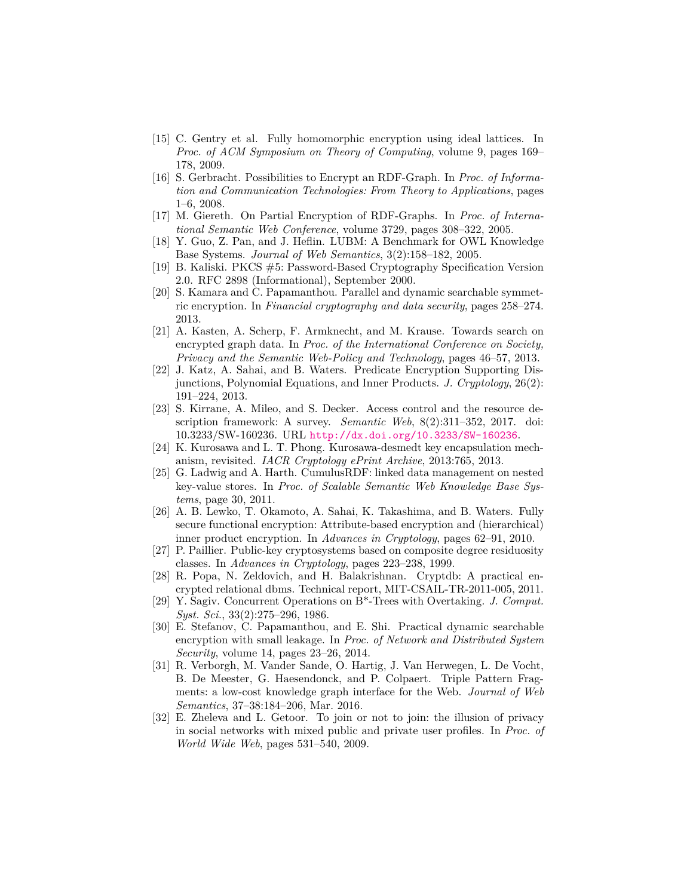[15] C. Gentry et al. Fully homomorphic encryption using ideal lattices. In *Proc. of ACM Symposium on Theory of Computing*, volume 9, pages 169–178, 2009.

[16] S. Gerbracht. Possibilities to Encrypt an RDF-Graph. In *Proc. of Information and Communication Technologies: From Theory to Applications*, pages 1–6, 2008.

[17] M. Giereth. On Partial Encryption of RDF-Graphs. In *Proc. of International Semantic Web Conference*, volume 3729, pages 308–322, 2005.

[18] Y. Guo, Z. Pan, and J. Heflin. LUBM: A Benchmark for OWL Knowledge Base Systems. *Journal of Web Semantics*, 3(2):158–182, 2005.

[19] B. Kaliski. PKCS #5: Password-Based Cryptography Specification Version 2.0. RFC 2898 (Informational), September 2000.

[20] S. Kamara and C. Papamanthou. Parallel and dynamic searchable symmetric encryption. In *Financial cryptography and data security*, pages 258–274. 2013.

[21] A. Kasten, A. Scherp, F. Armknecht, and M. Krause. Towards search on encrypted graph data. In *Proc. of the International Conference on Society, Privacy and the Semantic Web-Policy and Technology*, pages 46–57, 2013.

[22] J. Katz, A. Sahai, and B. Waters. Predicate Encryption Supporting Disjunctions, Polynomial Equations, and Inner Products. *J. Cryptology*, 26(2): 191–224, 2013.

[23] S. Kirrane, A. Mileo, and S. Decker. Access control and the resource description framework: A survey. *Semantic Web*, 8(2):311–352, 2017. doi: 10.3233/SW-160236. URL http://dx.doi.org/10.3233/SW-160236.

[24] K. Kurosawa and L. T. Phong. Kurosawa-desmedt key encapsulation mechanism, revisited. *IACR Cryptology ePrint Archive*, 2013:765, 2013.

[25] G. Ladwig and A. Harth. CumulusRDF: linked data management on nested key-value stores. In *Proc. of Scalable Semantic Web Knowledge Base Systems*, page 30, 2011.

[26] A. B. Lewko, T. Okamoto, A. Sahai, K. Takashima, and B. Waters. Fully secure functional encryption: Attribute-based encryption and (hierarchical) inner product encryption. In *Advances in Cryptology*, pages 62–91, 2010.

[27] P. Paillier. Public-key cryptosystems based on composite degree residuosity classes. In *Advances in Cryptology*, pages 223–238, 1999.

[28] R. Popa, N. Zeldovich, and H. Balakrishnan. Cryptdb: A practical encrypted relational dbms. Technical report, MIT-CSAIL-TR-2011-005, 2011.

[29] Y. Sagiv. Concurrent Operations on B*-Trees with Overtaking. *J. Comput. Syst. Sci.*, 33(2):275–296, 1986.

[30] E. Stefanov, C. Papamanthou, and E. Shi. Practical dynamic searchable encryption with small leakage. In *Proc. of Network and Distributed System Security*, volume 14, pages 23–26, 2014.

[31] R. Verborgh, M. Vander Sande, O. Hartig, J. Van Herwegen, L. De Vocht, B. De Meester, G. Haesendonck, and P. Colpaert. Triple Pattern Fragments: a low-cost knowledge graph interface for the Web. *Journal of Web Semantics*, 37–38:184–206, Mar. 2016.

[32] E. Zheleva and L. Getoor. To join or not to join: the illusion of privacy in social networks with mixed public and private user profiles. In *Proc. of World Wide Web*, pages 531–540, 2009.